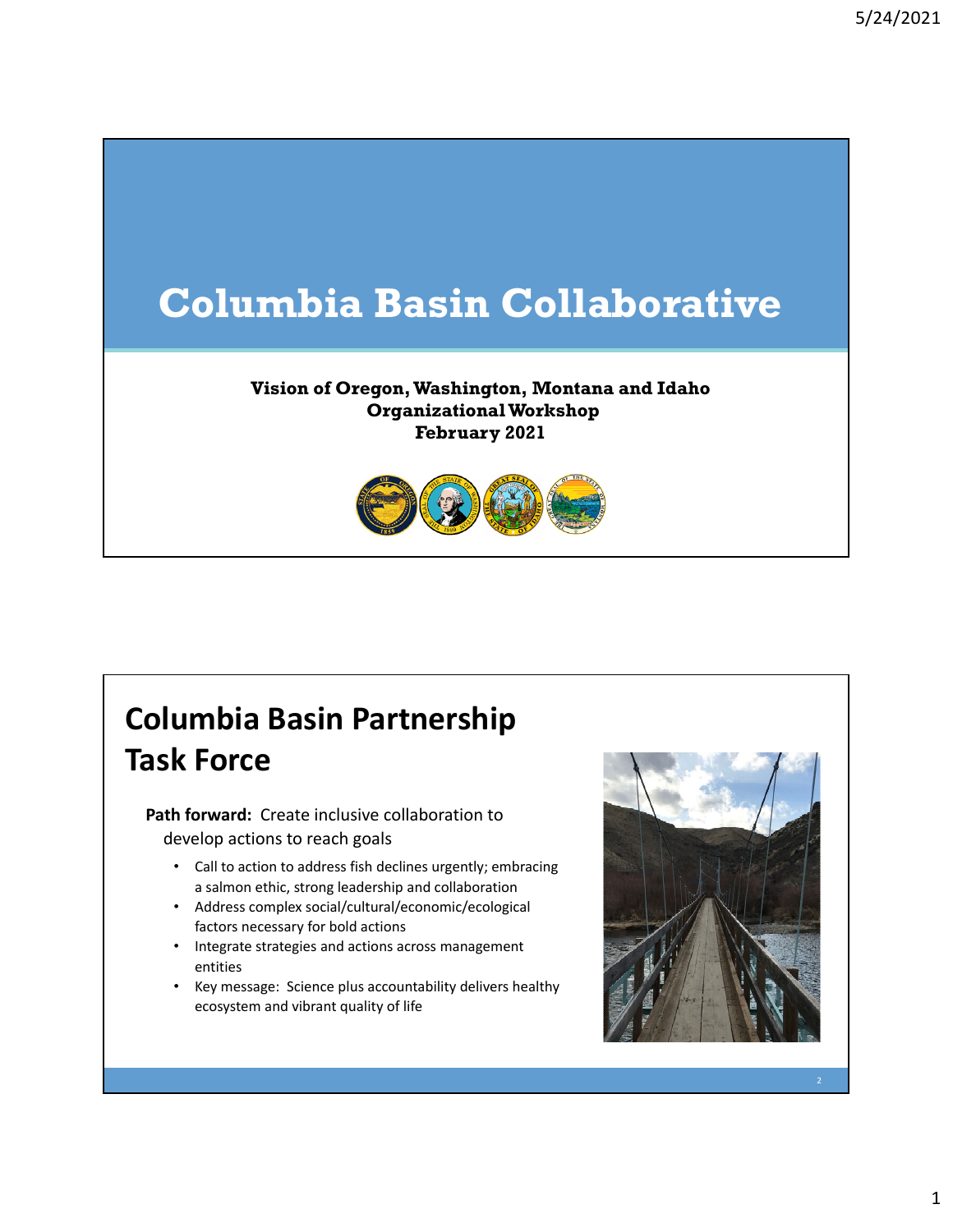# Columbia Basin Collaborative

**Vision of Oregon, Washington, Montana and Idaho**
**Organizational Workshop**
**February 2021**

## Columbia Basin Partnership Task Force

**Path forward:** Create inclusive collaboration to develop actions to reach goals

- Call to action to address fish declines urgently; embracing a salmon ethic, strong leadership and collaboration
- Address complex social/cultural/economic/ecological factors necessary for bold actions
- Integrate strategies and actions across management entities
- Key message: Science plus accountability delivers healthy ecosystem and vibrant quality of life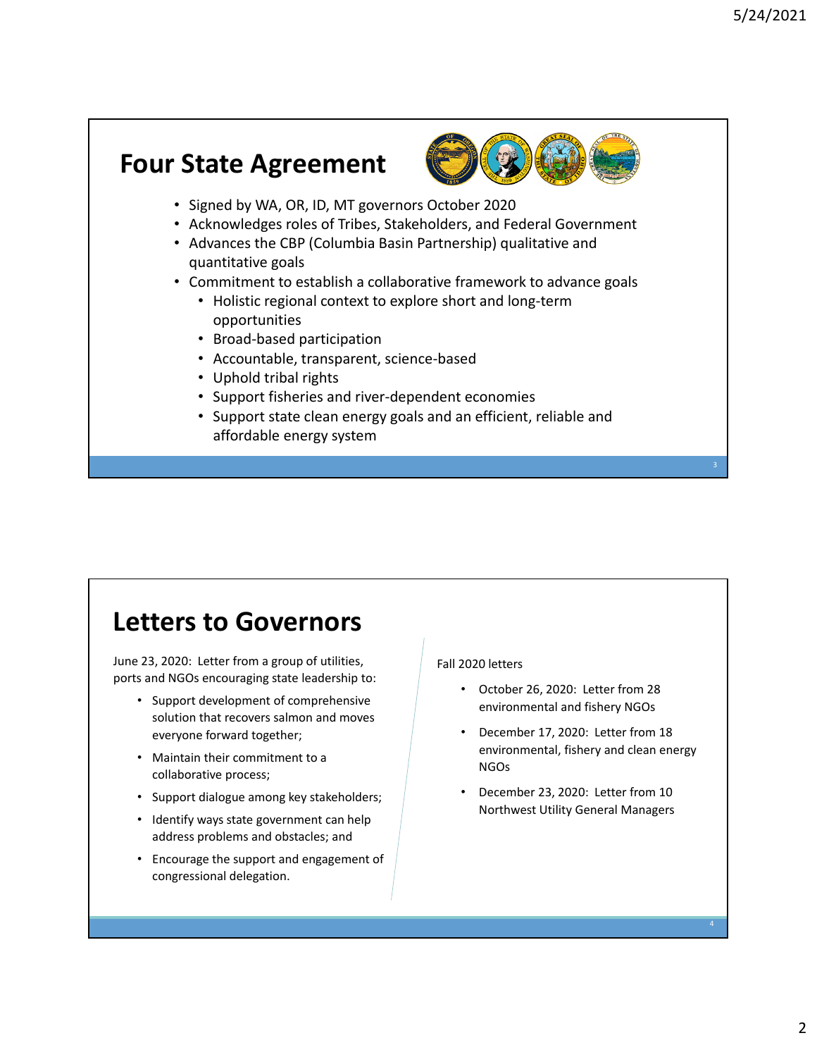## Four State Agreement

- Signed by WA, OR, ID, MT governors October 2020
- Acknowledges roles of Tribes, Stakeholders, and Federal Government
- Advances the CBP (Columbia Basin Partnership) qualitative and quantitative goals
- Commitment to establish a collaborative framework to advance goals
  - Holistic regional context to explore short and long-term opportunities
  - Broad-based participation
  - Accountable, transparent, science-based
  - Uphold tribal rights
  - Support fisheries and river-dependent economies
  - Support state clean energy goals and an efficient, reliable and affordable energy system

## Letters to Governors

June 23, 2020: Letter from a group of utilities, ports and NGOs encouraging state leadership to:

- Support development of comprehensive solution that recovers salmon and moves everyone forward together;
- Maintain their commitment to a collaborative process;
- Support dialogue among key stakeholders;
- Identify ways state government can help address problems and obstacles; and
- Encourage the support and engagement of congressional delegation.

Fall 2020 letters

- October 26, 2020: Letter from 28 environmental and fishery NGOs
- December 17, 2020: Letter from 18 environmental, fishery and clean energy NGOs
- December 23, 2020: Letter from 10 Northwest Utility General Managers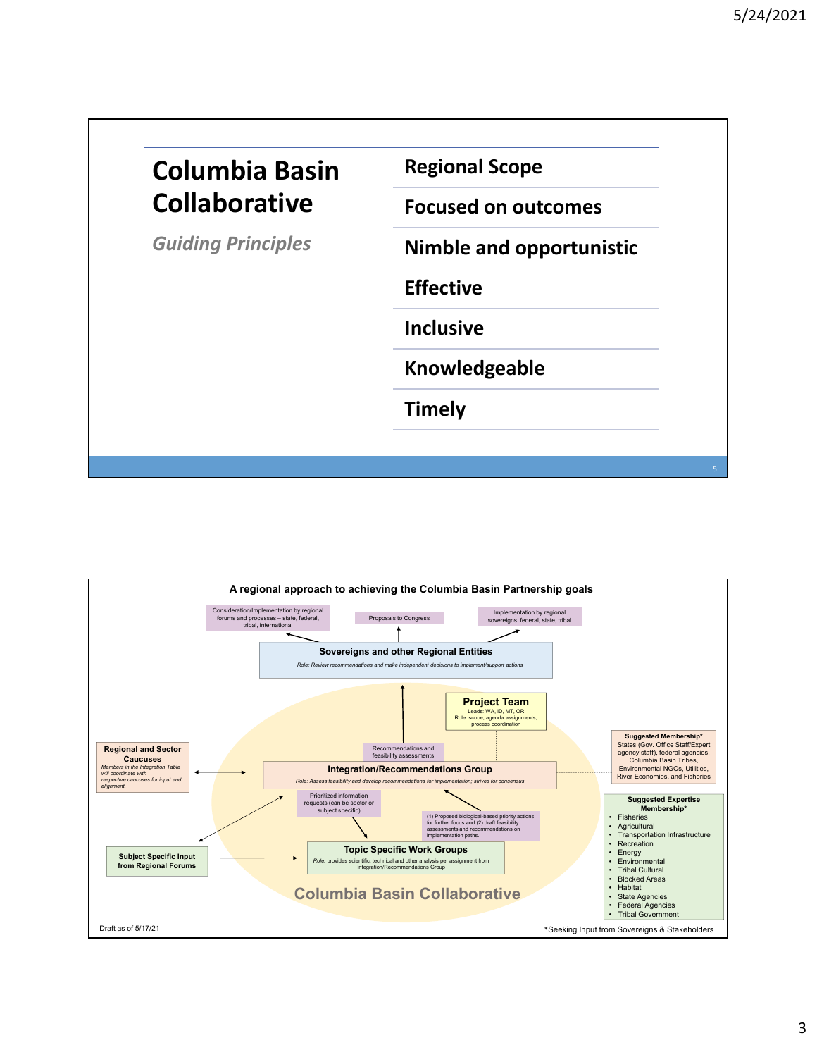## Columbia Basin Collaborative

*Guiding Principles*

- **Regional Scope**
- **Focused on outcomes**
- **Nimble and opportunistic**
- **Effective**
- **Inclusive**
- **Knowledgeable**
- **Timely**

---

**A regional approach to achieving the Columbia Basin Partnership goals**

Consideration/Implementation by regional forums and processes – state, federal, tribal, international

Proposals to Congress

Implementation by regional sovereigns: federal, state, tribal

**Sovereigns and other Regional Entities**

*Role: Review recommendations and make independent decisions to implement/support actions*

**Project Team**
Leads: WA, ID, MT, OR
Role: scope, agenda assignments, process coordination

**Regional and Sector Caucuses**
*Members in the Integration Table will coordinate with respective caucuses for input and alignment.*

Recommendations and feasibility assessments

**Integration/Recommendations Group**
*Role: Assess feasibility and develop recommendations for implementation; strives for consensus*

**Suggested Membership***
States (Gov. Office Staff/Expert agency staff), federal agencies, Columbia Basin Tribes, Environmental NGOs, Utilities, River Economies, and Fisheries

Prioritized information requests (can be sector or subject specific)

(1) Proposed biological-based priority actions for further focus and (2) draft feasibility assessments and recommendations on implementation paths.

**Subject Specific Input from Regional Forums**

**Topic Specific Work Groups**
*Role:* provides scientific, technical and other analysis per assignment from Integration/Recommendations Group

**Suggested Expertise Membership***
- Fisheries
- Agricultural
- Transportation Infrastructure
- Recreation
- Energy
- Environmental
- Tribal Cultural
- Blocked Areas
- Habitat
- State Agencies
- Federal Agencies
- Tribal Government

**Columbia Basin Collaborative**

Draft as of 5/17/21

*Seeking Input from Sovereigns & Stakeholders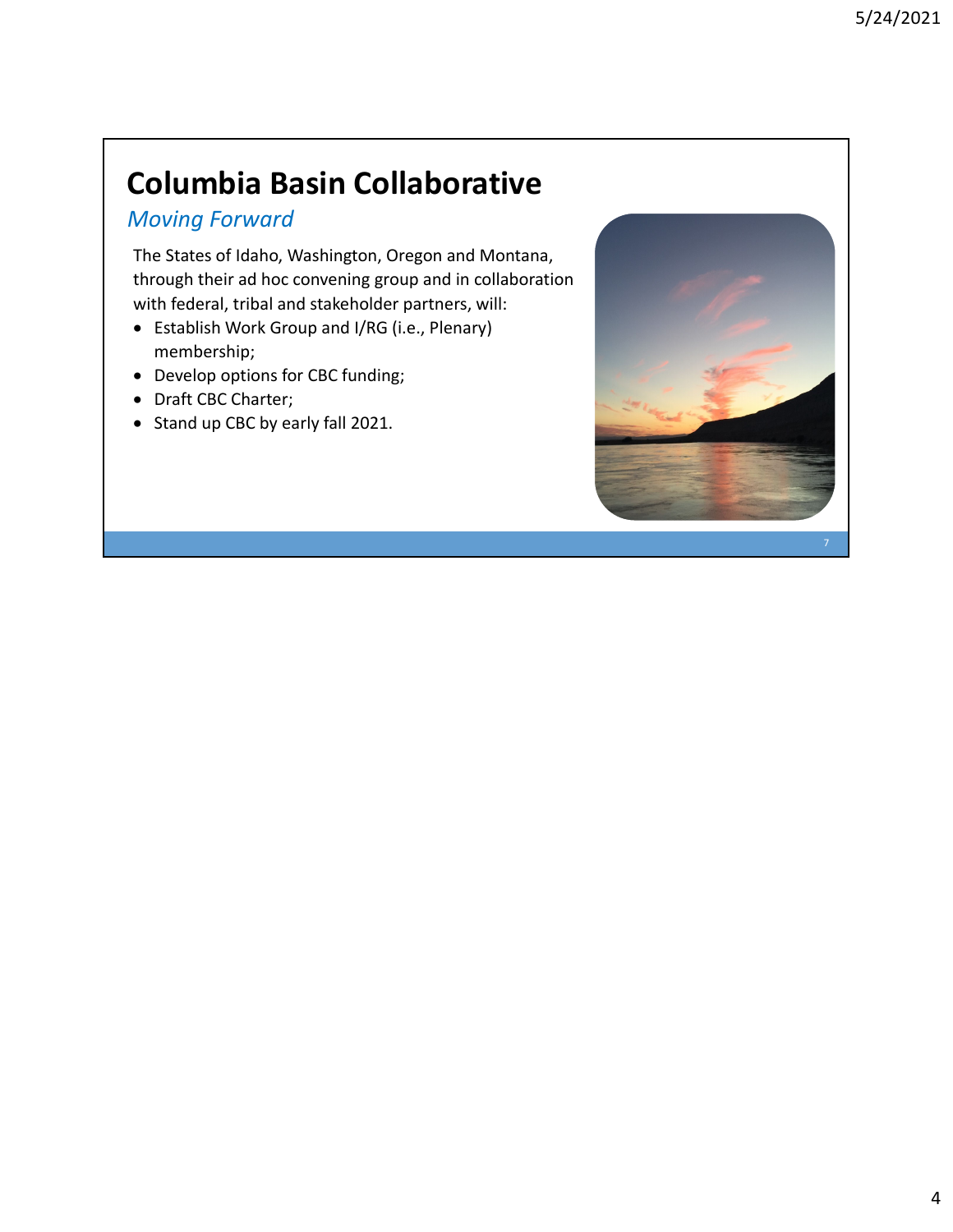# Columbia Basin Collaborative

*Moving Forward*

The States of Idaho, Washington, Oregon and Montana, through their ad hoc convening group and in collaboration with federal, tribal and stakeholder partners, will:

- Establish Work Group and I/RG (i.e., Plenary) membership;
- Develop options for CBC funding;
- Draft CBC Charter;
- Stand up CBC by early fall 2021.